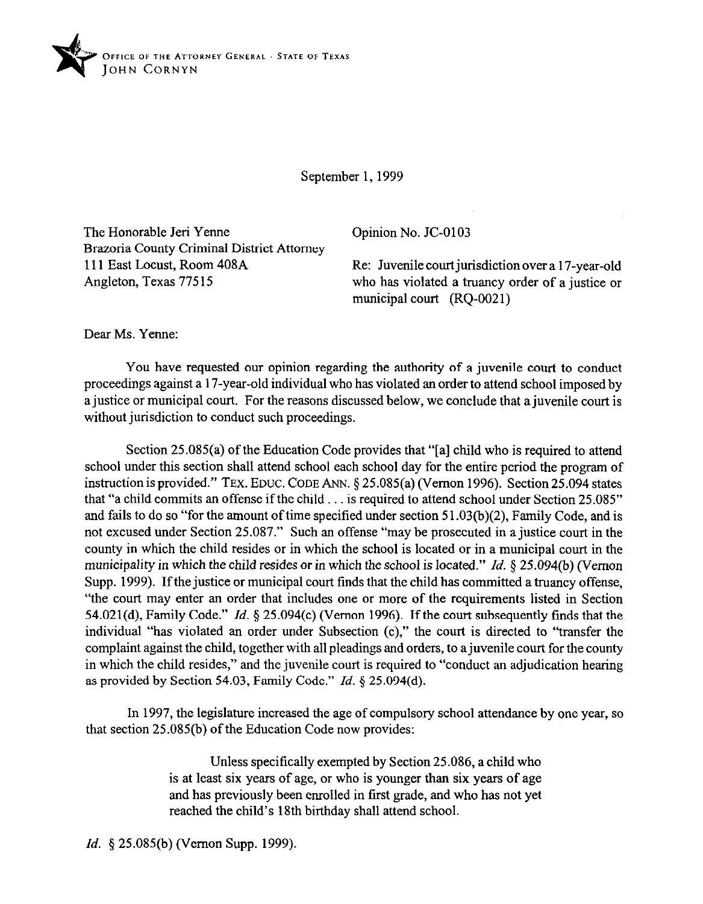OFFICE OF THE ATTORNEY GENERAL · STATE OF TEXAS
JOHN CORNYN

September 1, 1999

The Honorable Jeri Yenne
Brazoria County Criminal District Attorney
111 East Locust, Room 408A
Angleton, Texas 77515

Opinion No. JC-0103

Re: Juvenile court jurisdiction over a 17-year-old who has violated a truancy order of a justice or municipal court (RQ-0021)

Dear Ms. Yenne:

You have requested our opinion regarding the authority of a juvenile court to conduct proceedings against a 17-year-old individual who has violated an order to attend school imposed by a justice or municipal court. For the reasons discussed below, we conclude that a juvenile court is without jurisdiction to conduct such proceedings.

Section 25.085(a) of the Education Code provides that "[a] child who is required to attend school under this section shall attend school each school day for the entire period the program of instruction is provided." TEX. EDUC. CODE ANN. § 25.085(a) (Vernon 1996). Section 25.094 states that "a child commits an offense if the child . . . is required to attend school under Section 25.085" and fails to do so "for the amount of time specified under section 51.03(b)(2), Family Code, and is not excused under Section 25.087." Such an offense "may be prosecuted in a justice court in the county in which the child resides or in which the school is located or in a municipal court in the municipality in which the child resides or in which the school is located." *Id.* § 25.094(b) (Vernon Supp. 1999). If the justice or municipal court finds that the child has committed a truancy offense, "the court may enter an order that includes one or more of the requirements listed in Section 54.021(d), Family Code." *Id.* § 25.094(c) (Vernon 1996). If the court subsequently finds that the individual "has violated an order under Subsection (c)," the court is directed to "transfer the complaint against the child, together with all pleadings and orders, to a juvenile court for the county in which the child resides," and the juvenile court is required to "conduct an adjudication hearing as provided by Section 54.03, Family Code." *Id.* § 25.094(d).

In 1997, the legislature increased the age of compulsory school attendance by one year, so that section 25.085(b) of the Education Code now provides:

> Unless specifically exempted by Section 25.086, a child who is at least six years of age, or who is younger than six years of age and has previously been enrolled in first grade, and who has not yet reached the child's 18th birthday shall attend school.

*Id.* § 25.085(b) (Vernon Supp. 1999).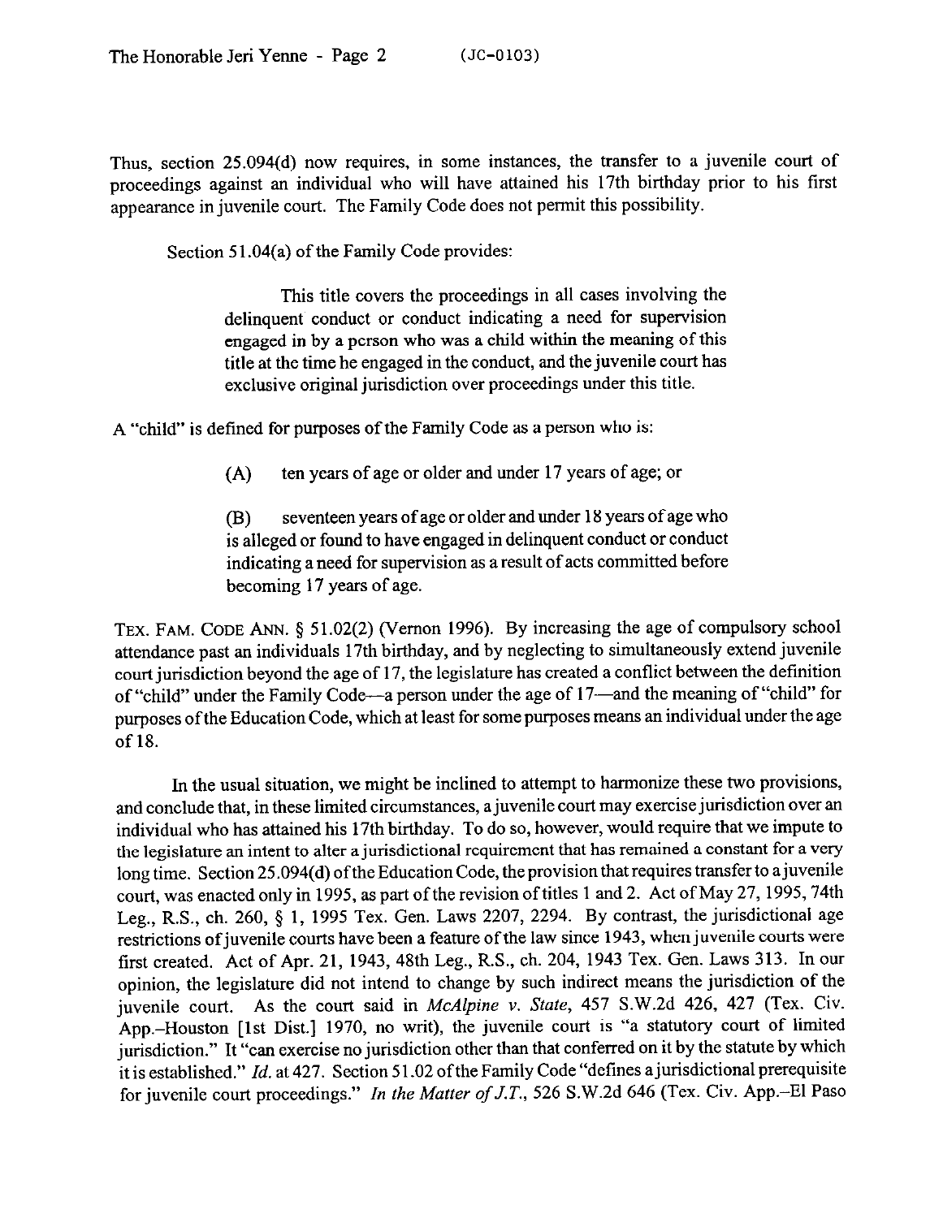Thus, section 25.094(d) now requires, in some instances, the transfer to a juvenile court of proceedings against an individual who will have attained his 17th birthday prior to his first appearance in juvenile court. The Family Code does not permit this possibility.

Section 51.04(a) of the Family Code provides:

> This title covers the proceedings in all cases involving the delinquent conduct or conduct indicating a need for supervision engaged in by a person who was a child within the meaning of this title at the time he engaged in the conduct, and the juvenile court has exclusive original jurisdiction over proceedings under this title.

A "child" is defined for purposes of the Family Code as a person who is:

> (A) ten years of age or older and under 17 years of age; or
>
> (B) seventeen years of age or older and under 18 years of age who is alleged or found to have engaged in delinquent conduct or conduct indicating a need for supervision as a result of acts committed before becoming 17 years of age.

TEX. FAM. CODE ANN. § 51.02(2) (Vernon 1996). By increasing the age of compulsory school attendance past an individuals 17th birthday, and by neglecting to simultaneously extend juvenile court jurisdiction beyond the age of 17, the legislature has created a conflict between the definition of "child" under the Family Code—a person under the age of 17—and the meaning of "child" for purposes of the Education Code, which at least for some purposes means an individual under the age of 18.

In the usual situation, we might be inclined to attempt to harmonize these two provisions, and conclude that, in these limited circumstances, a juvenile court may exercise jurisdiction over an individual who has attained his 17th birthday. To do so, however, would require that we impute to the legislature an intent to alter a jurisdictional requirement that has remained a constant for a very long time. Section 25.094(d) of the Education Code, the provision that requires transfer to a juvenile court, was enacted only in 1995, as part of the revision of titles 1 and 2. Act of May 27, 1995, 74th Leg., R.S., ch. 260, § 1, 1995 Tex. Gen. Laws 2207, 2294. By contrast, the jurisdictional age restrictions of juvenile courts have been a feature of the law since 1943, when juvenile courts were first created. Act of Apr. 21, 1943, 48th Leg., R.S., ch. 204, 1943 Tex. Gen. Laws 313. In our opinion, the legislature did not intend to change by such indirect means the jurisdiction of the juvenile court. As the court said in *McAlpine v. State*, 457 S.W.2d 426, 427 (Tex. Civ. App.–Houston [1st Dist.] 1970, no writ), the juvenile court is "a statutory court of limited jurisdiction." It "can exercise no jurisdiction other than that conferred on it by the statute by which it is established." *Id.* at 427. Section 51.02 of the Family Code "defines a jurisdictional prerequisite for juvenile court proceedings." *In the Matter of J.T.*, 526 S.W.2d 646 (Tex. Civ. App.–El Paso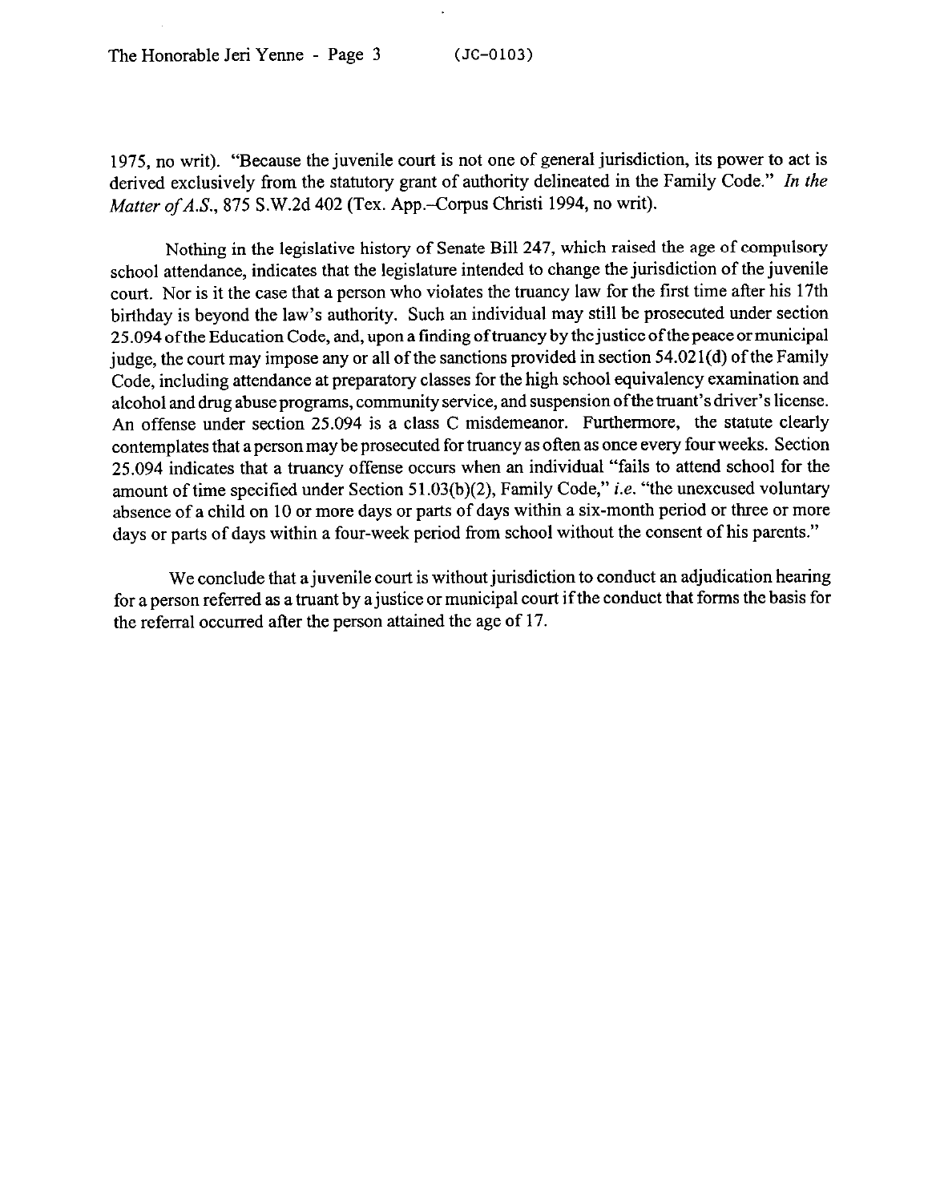1975, no writ). "Because the juvenile court is not one of general jurisdiction, its power to act is derived exclusively from the statutory grant of authority delineated in the Family Code." *In the Matter of A.S.*, 875 S.W.2d 402 (Tex. App.–Corpus Christi 1994, no writ).

Nothing in the legislative history of Senate Bill 247, which raised the age of compulsory school attendance, indicates that the legislature intended to change the jurisdiction of the juvenile court. Nor is it the case that a person who violates the truancy law for the first time after his 17th birthday is beyond the law's authority. Such an individual may still be prosecuted under section 25.094 of the Education Code, and, upon a finding of truancy by the justice of the peace or municipal judge, the court may impose any or all of the sanctions provided in section 54.021(d) of the Family Code, including attendance at preparatory classes for the high school equivalency examination and alcohol and drug abuse programs, community service, and suspension of the truant's driver's license. An offense under section 25.094 is a class C misdemeanor. Furthermore, the statute clearly contemplates that a person may be prosecuted for truancy as often as once every four weeks. Section 25.094 indicates that a truancy offense occurs when an individual "fails to attend school for the amount of time specified under Section 51.03(b)(2), Family Code," *i.e.* "the unexcused voluntary absence of a child on 10 or more days or parts of days within a six-month period or three or more days or parts of days within a four-week period from school without the consent of his parents."

We conclude that a juvenile court is without jurisdiction to conduct an adjudication hearing for a person referred as a truant by a justice or municipal court if the conduct that forms the basis for the referral occurred after the person attained the age of 17.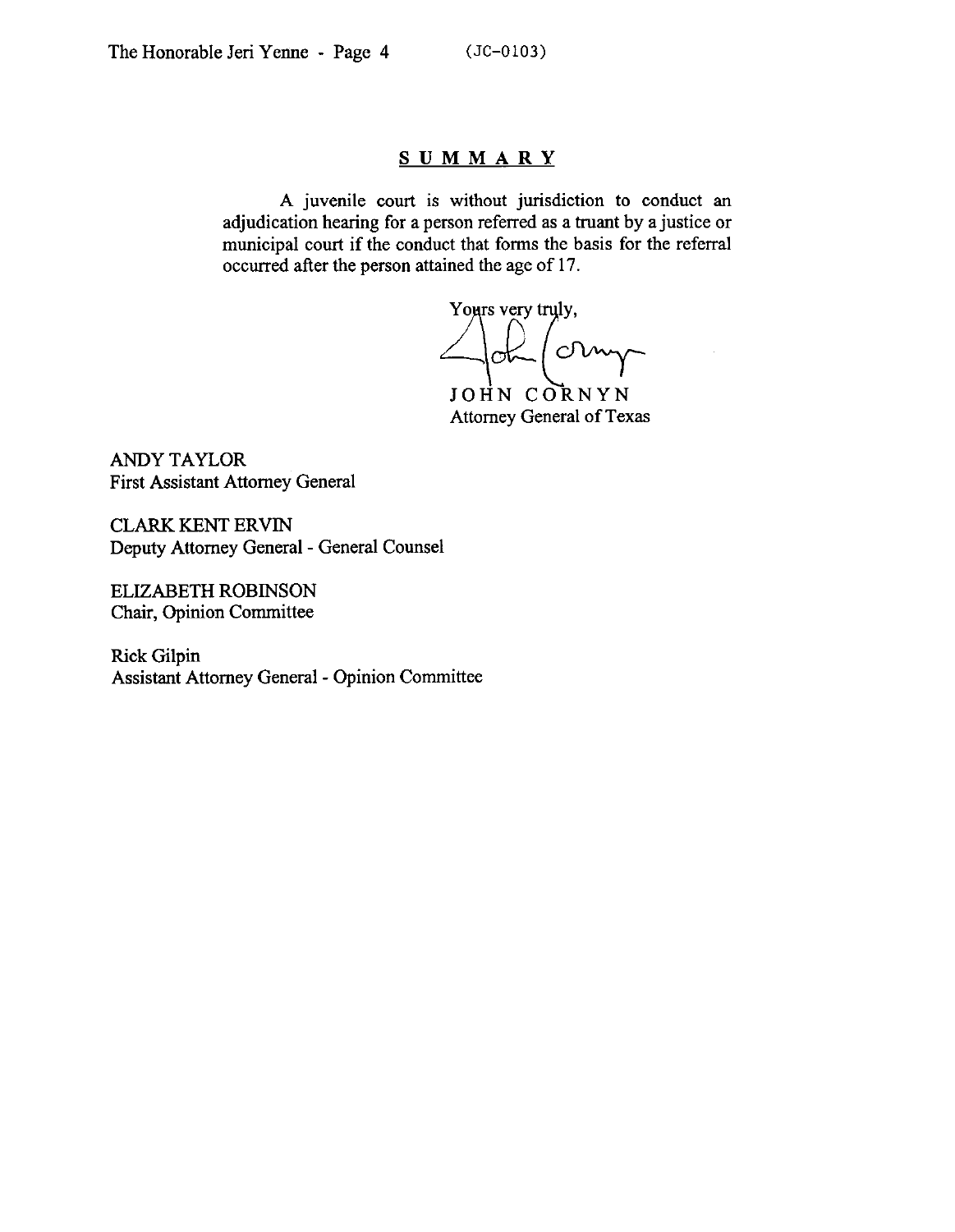## SUMMARY

A juvenile court is without jurisdiction to conduct an adjudication hearing for a person referred as a truant by a justice or municipal court if the conduct that forms the basis for the referral occurred after the person attained the age of 17.

Yours very truly,

JOHN CORNYN
Attorney General of Texas

ANDY TAYLOR
First Assistant Attorney General

CLARK KENT ERVIN
Deputy Attorney General - General Counsel

ELIZABETH ROBINSON
Chair, Opinion Committee

Rick Gilpin
Assistant Attorney General - Opinion Committee